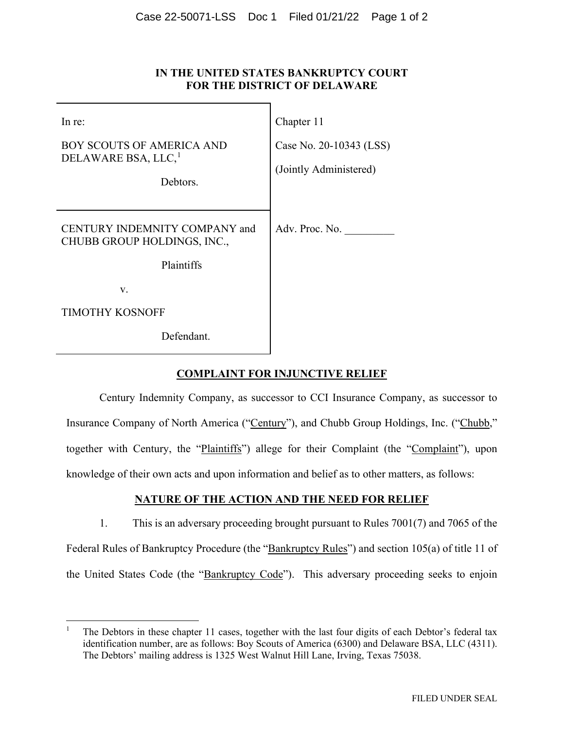**IN THE UNITED STATES BANKRUPTCY COURT**
**FOR THE DISTRICT OF DELAWARE**

| | |
|---|---|
| In re:<br><br>BOY SCOUTS OF AMERICA AND DELAWARE BSA, LLC,[1]<br><br>Debtors. | Chapter 11<br><br>Case No. 20-10343 (LSS)<br><br>(Jointly Administered) |
| CENTURY INDEMNITY COMPANY and CHUBB GROUP HOLDINGS, INC.,<br><br>Plaintiffs<br><br>v.<br><br>TIMOTHY KOSNOFF<br><br>Defendant. | Adv. Proc. No. _________ |

## COMPLAINT FOR INJUNCTIVE RELIEF

Century Indemnity Company, as successor to CCI Insurance Company, as successor to Insurance Company of North America ("Century"), and Chubb Group Holdings, Inc. ("Chubb," together with Century, the "Plaintiffs") allege for their Complaint (the "Complaint"), upon knowledge of their own acts and upon information and belief as to other matters, as follows:

## NATURE OF THE ACTION AND THE NEED FOR RELIEF

1. This is an adversary proceeding brought pursuant to Rules 7001(7) and 7065 of the Federal Rules of Bankruptcy Procedure (the "Bankruptcy Rules") and section 105(a) of title 11 of the United States Code (the "Bankruptcy Code"). This adversary proceeding seeks to enjoin

[1] The Debtors in these chapter 11 cases, together with the last four digits of each Debtor's federal tax identification number, are as follows: Boy Scouts of America (6300) and Delaware BSA, LLC (4311). The Debtors' mailing address is 1325 West Walnut Hill Lane, Irving, Texas 75038.

FILED UNDER SEAL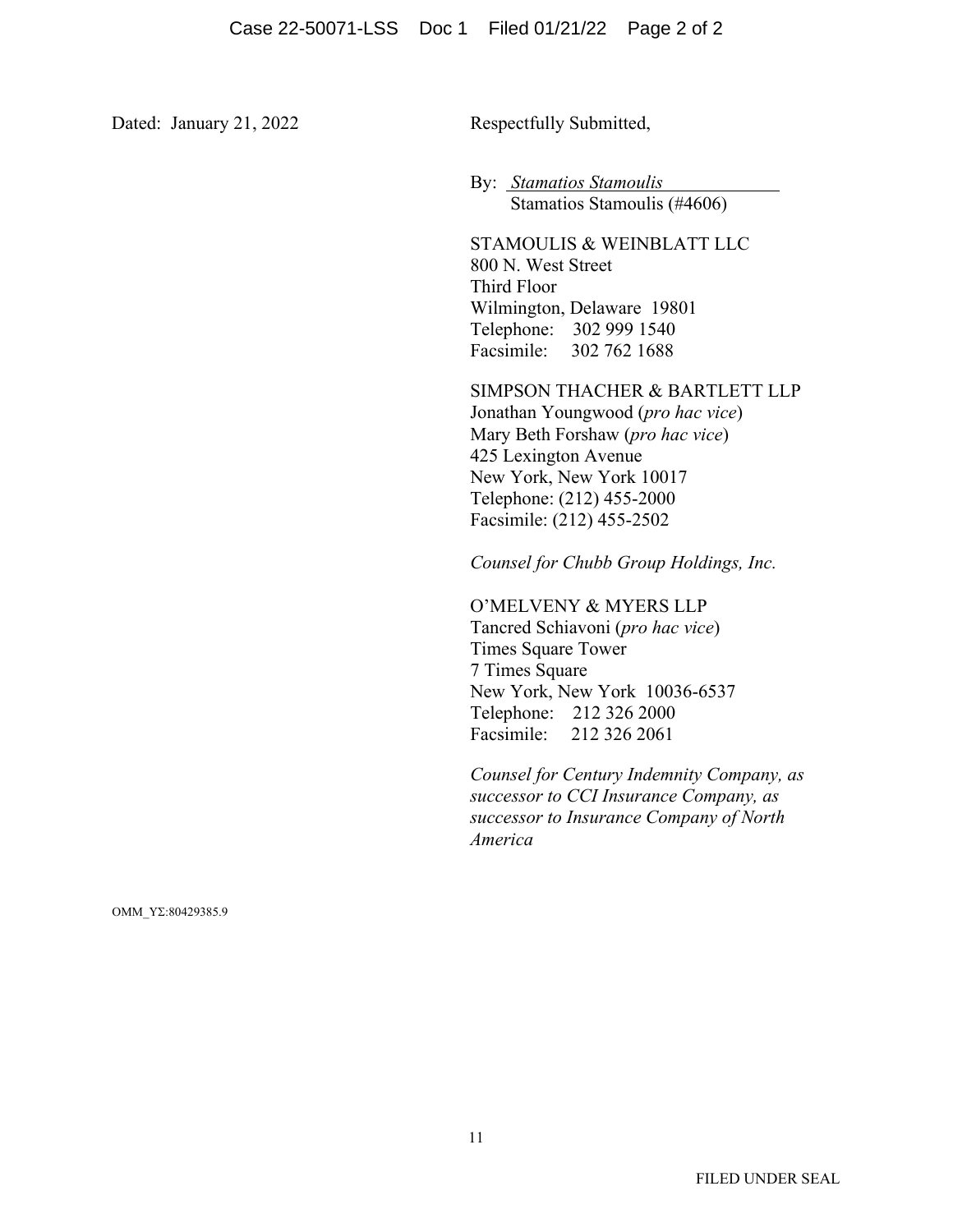Dated: January 21, 2022

Respectfully Submitted,

By: *Stamatios Stamoulis*
Stamatios Stamoulis (#4606)

STAMOULIS & WEINBLATT LLC
800 N. West Street
Third Floor
Wilmington, Delaware 19801
Telephone: 302 999 1540
Facsimile: 302 762 1688

SIMPSON THACHER & BARTLETT LLP
Jonathan Youngwood (*pro hac vice*)
Mary Beth Forshaw (*pro hac vice*)
425 Lexington Avenue
New York, New York 10017
Telephone: (212) 455-2000
Facsimile: (212) 455-2502

*Counsel for Chubb Group Holdings, Inc.*

O'MELVENY & MYERS LLP
Tancred Schiavoni (*pro hac vice*)
Times Square Tower
7 Times Square
New York, New York 10036-6537
Telephone: 212 326 2000
Facsimile: 212 326 2061

*Counsel for Century Indemnity Company, as successor to CCI Insurance Company, as successor to Insurance Company of North America*

OMM_YΣ:80429385.9

FILED UNDER SEAL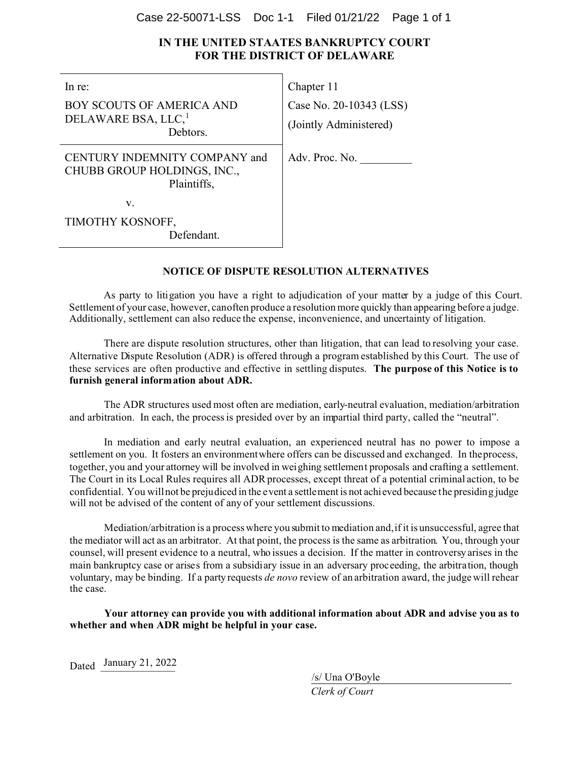**IN THE UNITED STAATES BANKRUPTCY COURT**
**FOR THE DISTRICT OF DELAWARE**

| | |
|---|---|
| In re:<br>BOY SCOUTS OF AMERICA AND DELAWARE BSA, LLC,[1]<br>Debtors. | Chapter 11<br>Case No. 20-10343 (LSS)<br>(Jointly Administered) |
| CENTURY INDEMNITY COMPANY and CHUBB GROUP HOLDINGS, INC.,<br>Plaintiffs,<br>v.<br>TIMOTHY KOSNOFF,<br>Defendant. | Adv. Proc. No. _________ |

**NOTICE OF DISPUTE RESOLUTION ALTERNATIVES**

As party to litigation you have a right to adjudication of your matter by a judge of this Court. Settlement of your case, however, can often produce a resolution more quickly than appearing before a judge. Additionally, settlement can also reduce the expense, inconvenience, and uncertainty of litigation.

There are dispute resolution structures, other than litigation, that can lead to resolving your case. Alternative Dispute Resolution (ADR) is offered through a program established by this Court. The use of these services are often productive and effective in settling disputes. **The purpose of this Notice is to furnish general information about ADR.**

The ADR structures used most often are mediation, early-neutral evaluation, mediation/arbitration and arbitration. In each, the process is presided over by an impartial third party, called the "neutral".

In mediation and early neutral evaluation, an experienced neutral has no power to impose a settlement on you. It fosters an environment where offers can be discussed and exchanged. In the process, together, you and your attorney will be involved in weighing settlement proposals and crafting a settlement. The Court in its Local Rules requires all ADR processes, except threat of a potential criminal action, to be confidential. You will not be prejudiced in the event a settlement is not achieved because the presiding judge will not be advised of the content of any of your settlement discussions.

Mediation/arbitration is a process where you submit to mediation and, if it is unsuccessful, agree that the mediator will act as an arbitrator. At that point, the process is the same as arbitration. You, through your counsel, will present evidence to a neutral, who issues a decision. If the matter in controversy arises in the main bankruptcy case or arises from a subsidiary issue in an adversary proceeding, the arbitration, though voluntary, may be binding. If a party requests *de novo* review of an arbitration award, the judge will rehear the case.

**Your attorney can provide you with additional information about ADR and advise you as to whether and when ADR might be helpful in your case.**

Dated January 21, 2022

/s/ Una O'Boyle
*Clerk of Court*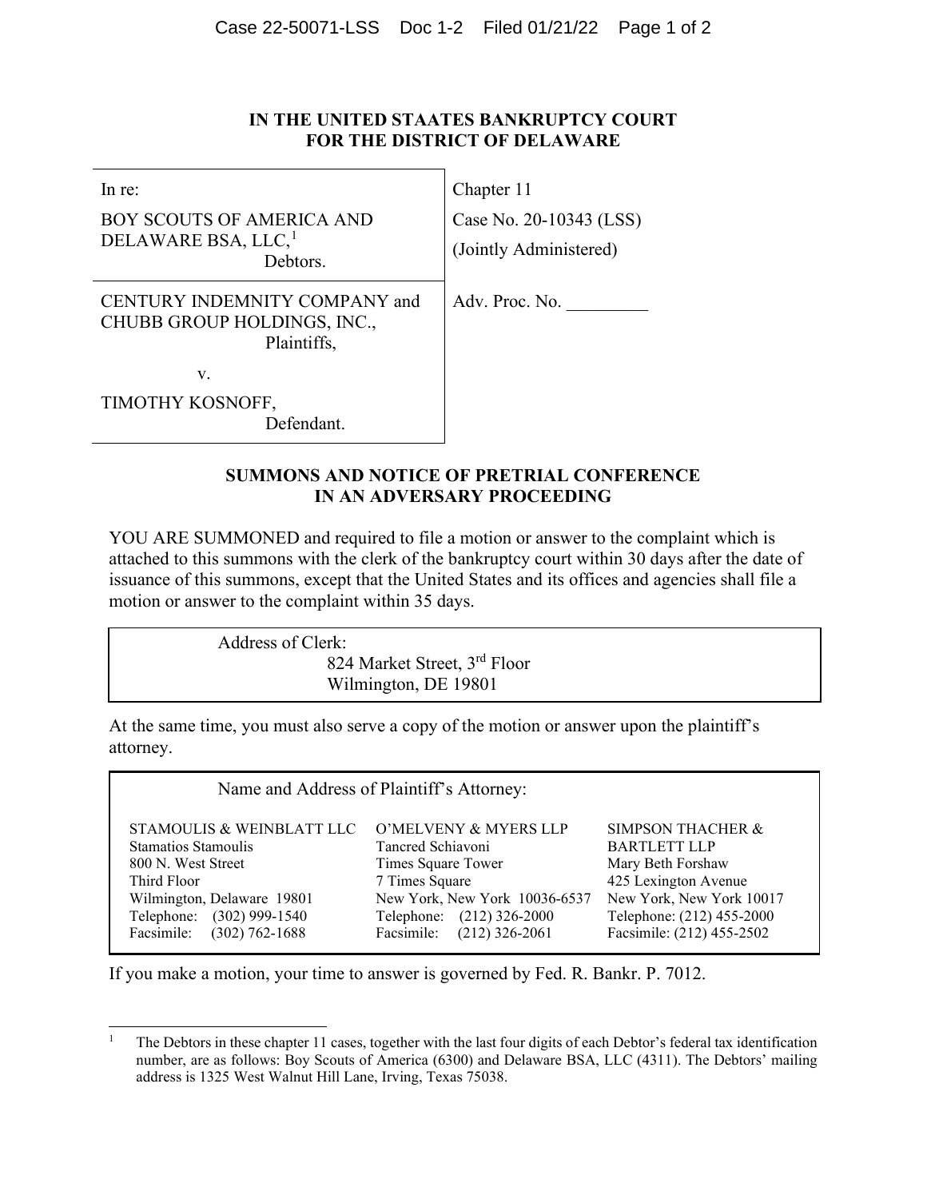**IN THE UNITED STAATES BANKRUPTCY COURT**
**FOR THE DISTRICT OF DELAWARE**

| | |
|---|---|
| In re:<br><br>BOY SCOUTS OF AMERICA AND DELAWARE BSA, LLC,[1]<br>Debtors. | Chapter 11<br><br>Case No. 20-10343 (LSS)<br><br>(Jointly Administered) |
| CENTURY INDEMNITY COMPANY and CHUBB GROUP HOLDINGS, INC.,<br>Plaintiffs,<br><br>v.<br><br>TIMOTHY KOSNOFF,<br>Defendant. | Adv. Proc. No. _________ |

**SUMMONS AND NOTICE OF PRETRIAL CONFERENCE IN AN ADVERSARY PROCEEDING**

YOU ARE SUMMONED and required to file a motion or answer to the complaint which is attached to this summons with the clerk of the bankruptcy court within 30 days after the date of issuance of this summons, except that the United States and its offices and agencies shall file a motion or answer to the complaint within 35 days.

| Address of Clerk: |
|---|
| 824 Market Street, 3rd Floor<br>Wilmington, DE 19801 |

At the same time, you must also serve a copy of the motion or answer upon the plaintiff's attorney.

| Name and Address of Plaintiff's Attorney: | | |
|---|---|---|
| STAMOULIS & WEINBLATT LLC<br>Stamatios Stamoulis<br>800 N. West Street<br>Third Floor<br>Wilmington, Delaware 19801<br>Telephone: (302) 999-1540<br>Facsimile: (302) 762-1688 | O'MELVENY & MYERS LLP<br>Tancred Schiavoni<br>Times Square Tower<br>7 Times Square<br>New York, New York 10036-6537<br>Telephone: (212) 326-2000<br>Facsimile: (212) 326-2061 | SIMPSON THACHER & BARTLETT LLP<br>Mary Beth Forshaw<br>425 Lexington Avenue<br>New York, New York 10017<br>Telephone: (212) 455-2000<br>Facsimile: (212) 455-2502 |

If you make a motion, your time to answer is governed by Fed. R. Bankr. P. 7012.

---

[1] The Debtors in these chapter 11 cases, together with the last four digits of each Debtor's federal tax identification number, are as follows: Boy Scouts of America (6300) and Delaware BSA, LLC (4311). The Debtors' mailing address is 1325 West Walnut Hill Lane, Irving, Texas 75038.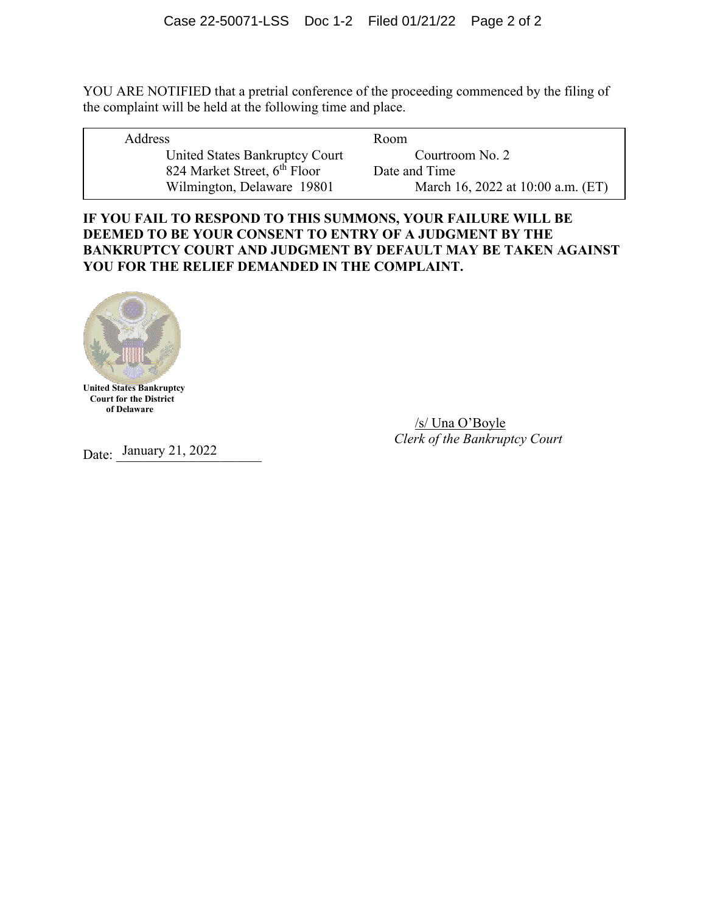YOU ARE NOTIFIED that a pretrial conference of the proceeding commenced by the filing of the complaint will be held at the following time and place.

| | |
|---|---|
| Address | Room |
| United States Bankruptcy Court<br>824 Market Street, 6th Floor<br>Wilmington, Delaware 19801 | Courtroom No. 2<br>Date and Time<br>March 16, 2022 at 10:00 a.m. (ET) |

**IF YOU FAIL TO RESPOND TO THIS SUMMONS, YOUR FAILURE WILL BE DEEMED TO BE YOUR CONSENT TO ENTRY OF A JUDGMENT BY THE BANKRUPTCY COURT AND JUDGMENT BY DEFAULT MAY BE TAKEN AGAINST YOU FOR THE RELIEF DEMANDED IN THE COMPLAINT.**

**United States Bankruptcy Court for the District of Delaware**

/s/ Una O'Boyle
*Clerk of the Bankruptcy Court*

Date: January 21, 2022